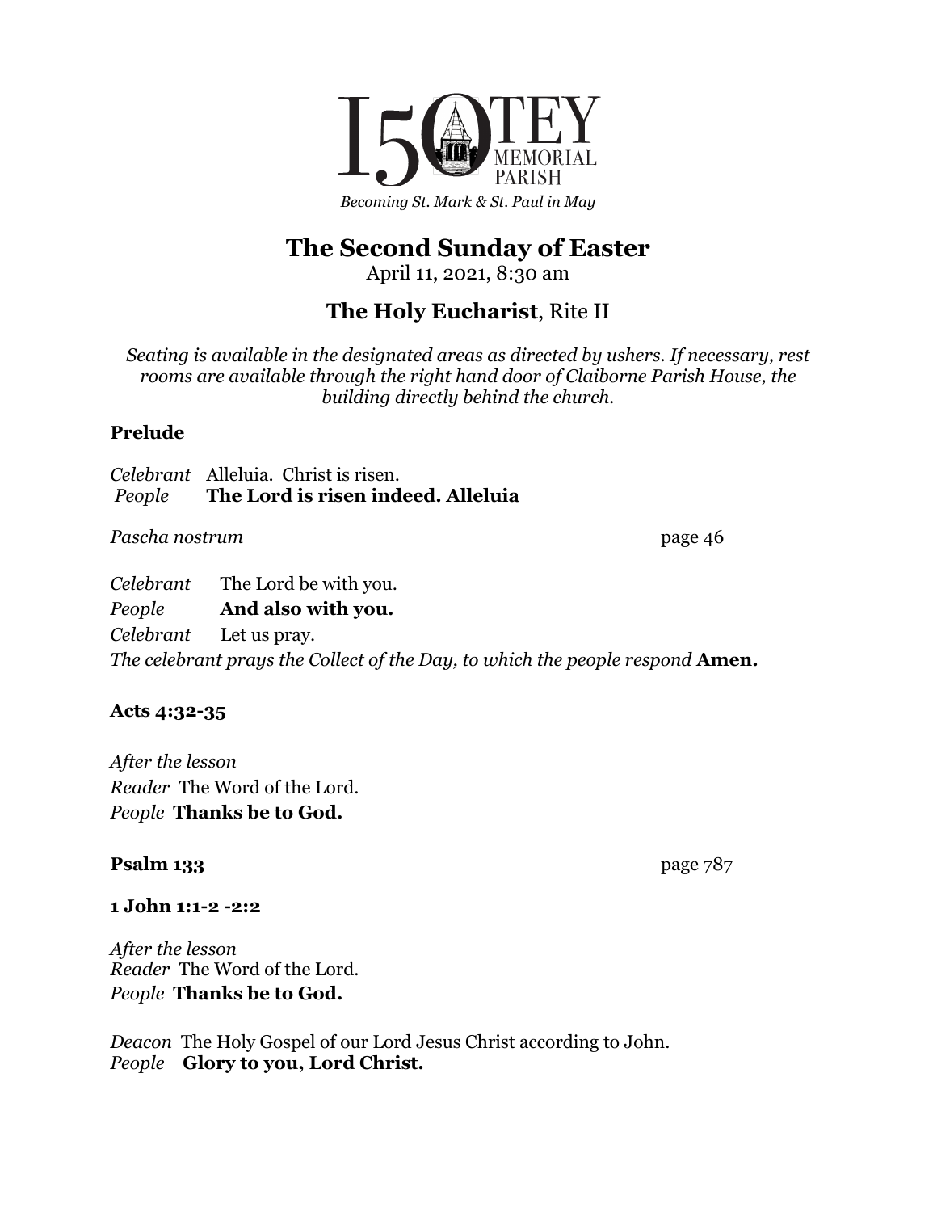ISOTEY MEMORIAL PARISH

*Becoming St. Mark & St. Paul in May*

# The Second Sunday of Easter

April 11, 2021, 8:30 am

## **The Holy Eucharist**, Rite II

*Seating is available in the designated areas as directed by ushers. If necessary, rest rooms are available through the right hand door of Claiborne Parish House, the building directly behind the church.*

**Prelude**

*Celebrant* Alleluia. Christ is risen.
*People* **The Lord is risen indeed. Alleluia**

*Pascha nostrum* page 46

*Celebrant* The Lord be with you.
*People* **And also with you.**
*Celebrant* Let us pray.
*The celebrant prays the Collect of the Day, to which the people respond* **Amen.**

**Acts 4:32-35**

*After the lesson*
*Reader* The Word of the Lord.
*People* **Thanks be to God.**

**Psalm 133** page 787

**1 John 1:1-2 -2:2**

*After the lesson*
*Reader* The Word of the Lord.
*People* **Thanks be to God.**

*Deacon* The Holy Gospel of our Lord Jesus Christ according to John.
*People* **Glory to you, Lord Christ.**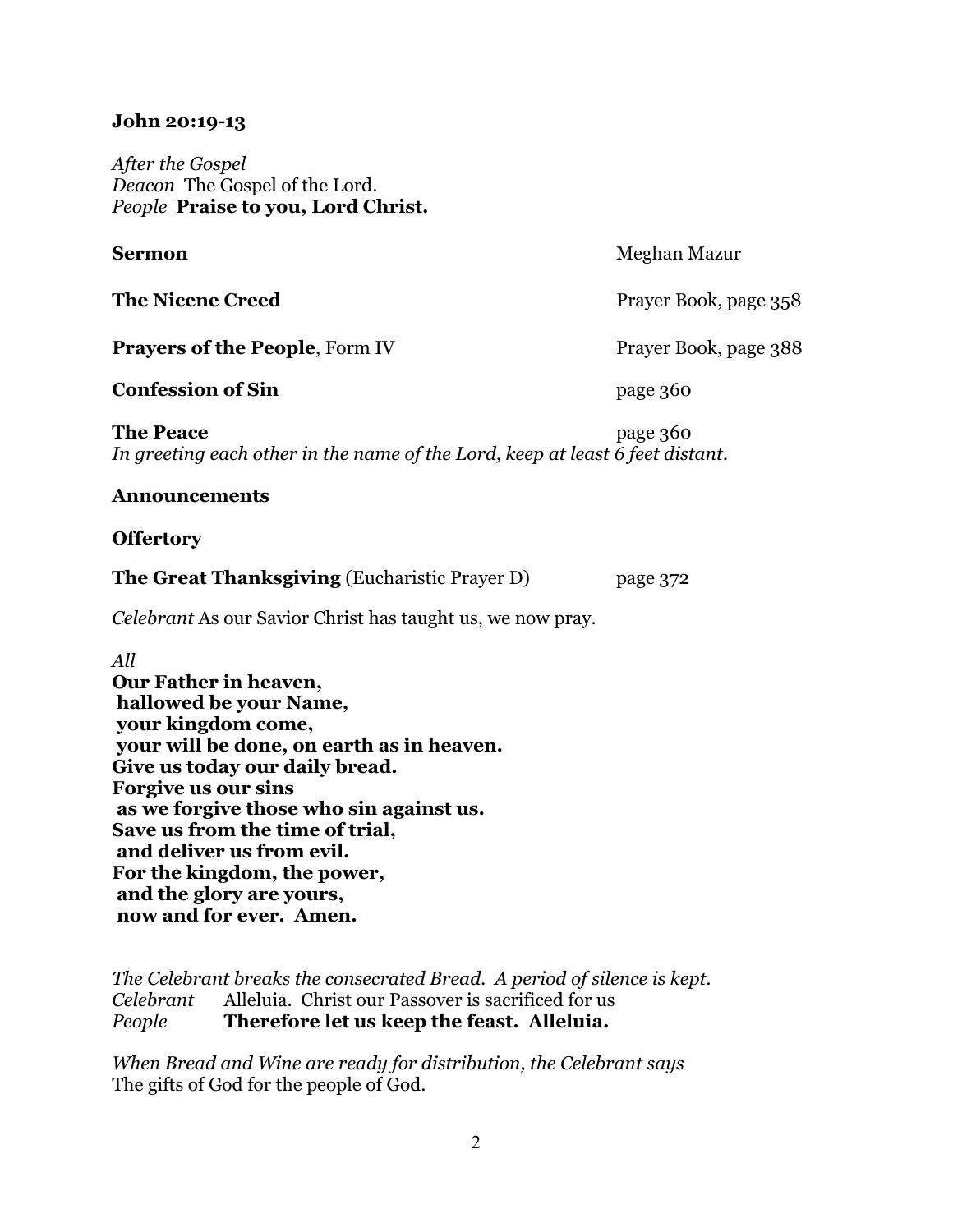**John 20:19-13**

*After the Gospel*
*Deacon* The Gospel of the Lord.
*People* **Praise to you, Lord Christ.**

**Sermon** Meghan Mazur

**The Nicene Creed** Prayer Book, page 358

**Prayers of the People**, Form IV Prayer Book, page 388

**Confession of Sin** page 360

**The Peace** page 360
*In greeting each other in the name of the Lord, keep at least 6 feet distant.*

**Announcements**

**Offertory**

**The Great Thanksgiving** (Eucharistic Prayer D) page 372

*Celebrant* As our Savior Christ has taught us, we now pray.

*All*
**Our Father in heaven,**
**hallowed be your Name,**
**your kingdom come,**
**your will be done, on earth as in heaven.**
**Give us today our daily bread.**
**Forgive us our sins**
**as we forgive those who sin against us.**
**Save us from the time of trial,**
**and deliver us from evil.**
**For the kingdom, the power,**
**and the glory are yours,**
**now and for ever. Amen.**

*The Celebrant breaks the consecrated Bread. A period of silence is kept.*
*Celebrant* Alleluia. Christ our Passover is sacrificed for us
*People* **Therefore let us keep the feast. Alleluia.**

*When Bread and Wine are ready for distribution, the Celebrant says*
The gifts of God for the people of God.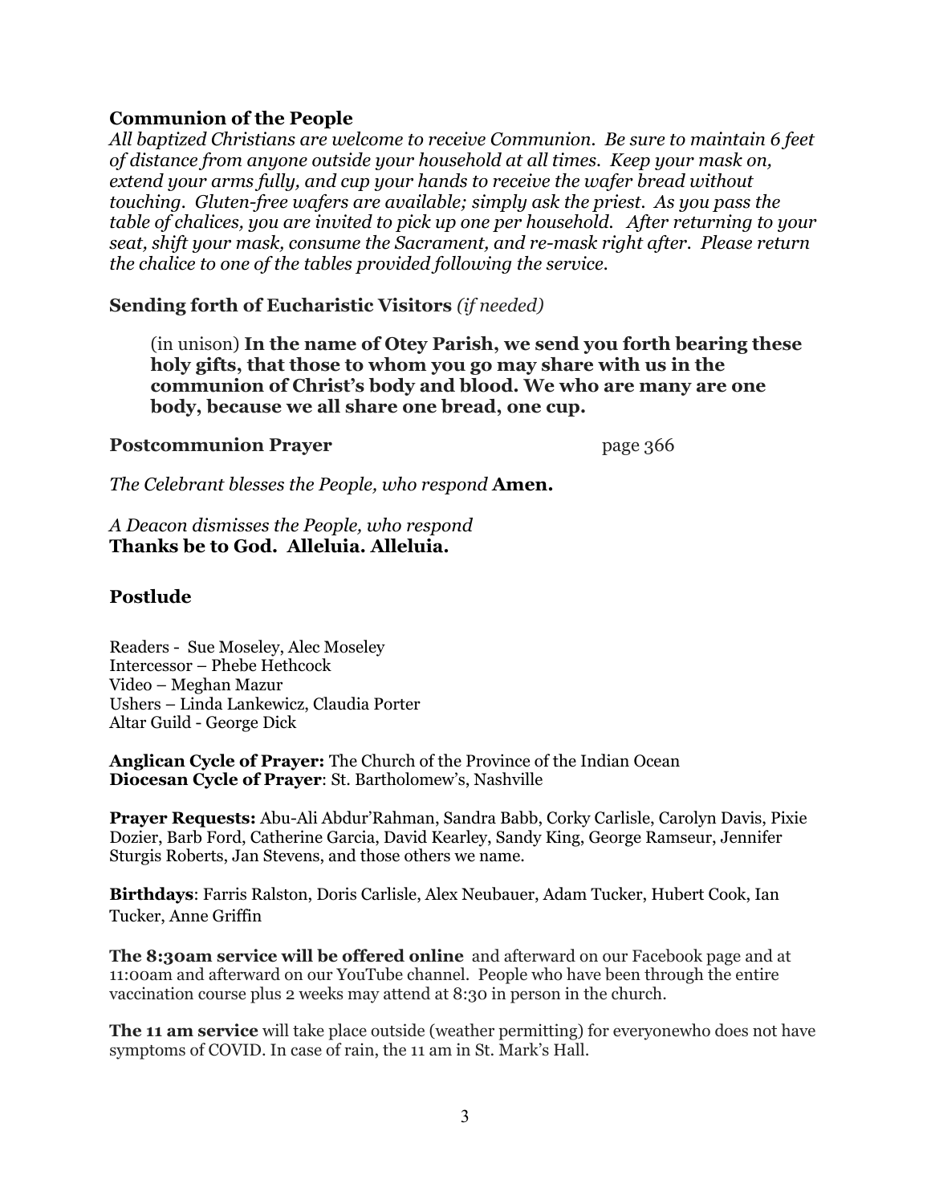**Communion of the People**
*All baptized Christians are welcome to receive Communion. Be sure to maintain 6 feet of distance from anyone outside your household at all times. Keep your mask on, extend your arms fully, and cup your hands to receive the wafer bread without touching. Gluten-free wafers are available; simply ask the priest. As you pass the table of chalices, you are invited to pick up one per household. After returning to your seat, shift your mask, consume the Sacrament, and re-mask right after. Please return the chalice to one of the tables provided following the service.*

**Sending forth of Eucharistic Visitors** *(if needed)*

> (in unison) **In the name of Otey Parish, we send you forth bearing these holy gifts, that those to whom you go may share with us in the communion of Christ's body and blood. We who are many are one body, because we all share one bread, one cup.**

**Postcommunion Prayer** page 366

*The Celebrant blesses the People, who respond* **Amen.**

*A Deacon dismisses the People, who respond*
**Thanks be to God. Alleluia. Alleluia.**

**Postlude**

Readers - Sue Moseley, Alec Moseley
Intercessor – Phebe Hethcock
Video – Meghan Mazur
Ushers – Linda Lankewicz, Claudia Porter
Altar Guild - George Dick

**Anglican Cycle of Prayer:** The Church of the Province of the Indian Ocean
**Diocesan Cycle of Prayer**: St. Bartholomew's, Nashville

**Prayer Requests:** Abu-Ali Abdur'Rahman, Sandra Babb, Corky Carlisle, Carolyn Davis, Pixie Dozier, Barb Ford, Catherine Garcia, David Kearley, Sandy King, George Ramseur, Jennifer Sturgis Roberts, Jan Stevens, and those others we name.

**Birthdays**: Farris Ralston, Doris Carlisle, Alex Neubauer, Adam Tucker, Hubert Cook, Ian Tucker, Anne Griffin

**The 8:30am service will be offered online** and afterward on our Facebook page and at 11:00am and afterward on our YouTube channel. People who have been through the entire vaccination course plus 2 weeks may attend at 8:30 in person in the church.

**The 11 am service** will take place outside (weather permitting) for everyonewho does not have symptoms of COVID. In case of rain, the 11 am in St. Mark's Hall.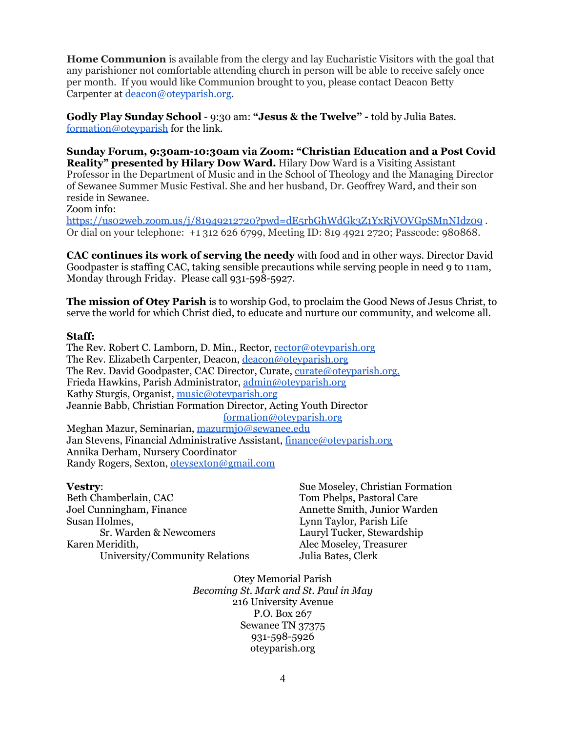**Home Communion** is available from the clergy and lay Eucharistic Visitors with the goal that any parishioner not comfortable attending church in person will be able to receive safely once per month. If you would like Communion brought to you, please contact Deacon Betty Carpenter at deacon@oteyparish.org.

**Godly Play Sunday School** - 9:30 am: **"Jesus & the Twelve" -** told by Julia Bates. formation@oteyparish for the link.

**Sunday Forum, 9:30am-10:30am via Zoom: "Christian Education and a Post Covid Reality" presented by Hilary Dow Ward.** Hilary Dow Ward is a Visiting Assistant Professor in the Department of Music and in the School of Theology and the Managing Director of Sewanee Summer Music Festival. She and her husband, Dr. Geoffrey Ward, and their son reside in Sewanee.
Zoom info:
https://us02web.zoom.us/j/81949212720?pwd=dE5rbGhWdGk3Z1YxRjVOVGpSMnNIdz09 .
Or dial on your telephone: +1 312 626 6799, Meeting ID: 819 4921 2720; Passcode: 980868.

**CAC continues its work of serving the needy** with food and in other ways. Director David Goodpaster is staffing CAC, taking sensible precautions while serving people in need 9 to 11am, Monday through Friday. Please call 931-598-5927.

**The mission of Otey Parish** is to worship God, to proclaim the Good News of Jesus Christ, to serve the world for which Christ died, to educate and nurture our community, and welcome all.

**Staff:**
The Rev. Robert C. Lamborn, D. Min., Rector, rector@oteyparish.org
The Rev. Elizabeth Carpenter, Deacon, deacon@oteyparish.org
The Rev. David Goodpaster, CAC Director, Curate, curate@oteyparish.org,
Frieda Hawkins, Parish Administrator, admin@oteyparish.org
Kathy Sturgis, Organist, music@oteyparish.org
Jeannie Babb, Christian Formation Director, Acting Youth Director
formation@oteyparish.org
Meghan Mazur, Seminarian, mazurmj0@sewanee.edu
Jan Stevens, Financial Administrative Assistant, finance@oteyparish.org
Annika Derham, Nursery Coordinator
Randy Rogers, Sexton, oteysexton@gmail.com

**Vestry**:
Beth Chamberlain, CAC
Joel Cunningham, Finance
Susan Holmes,
Sr. Warden & Newcomers
Karen Meridith,
University/Community Relations
Sue Moseley, Christian Formation
Tom Phelps, Pastoral Care
Annette Smith, Junior Warden
Lynn Taylor, Parish Life
Lauryl Tucker, Stewardship
Alec Moseley, Treasurer
Julia Bates, Clerk

Otey Memorial Parish
*Becoming St. Mark and St. Paul in May*
216 University Avenue
P.O. Box 267
Sewanee TN 37375
931-598-5926
oteyparish.org